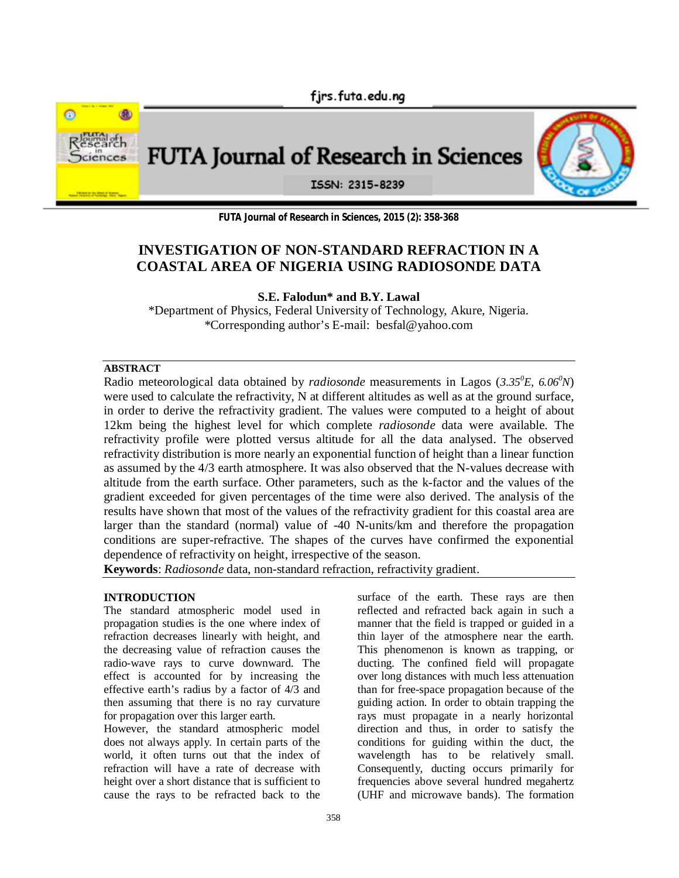# INVESTIGATION OF NON-STANDARD REFRACTION IN A COASTAL AREA OF NIGERIA USING RADIOSONDE DATA

**S.E. Falodun\* and B.Y. Lawal**

\*Department of Physics, Federal University of Technology, Akure, Nigeria.
\*Corresponding author's E-mail: besfal@yahoo.com

## ABSTRACT

Radio meteorological data obtained by *radiosonde* measurements in Lagos (*3.35⁰E, 6.06⁰N*) were used to calculate the refractivity, N at different altitudes as well as at the ground surface, in order to derive the refractivity gradient. The values were computed to a height of about 12km being the highest level for which complete *radiosonde* data were available. The refractivity profile were plotted versus altitude for all the data analysed. The observed refractivity distribution is more nearly an exponential function of height than a linear function as assumed by the 4/3 earth atmosphere. It was also observed that the N-values decrease with altitude from the earth surface. Other parameters, such as the k-factor and the values of the gradient exceeded for given percentages of the time were also derived. The analysis of the results have shown that most of the values of the refractivity gradient for this coastal area are larger than the standard (normal) value of -40 N-units/km and therefore the propagation conditions are super-refractive. The shapes of the curves have confirmed the exponential dependence of refractivity on height, irrespective of the season.

**Keywords**: *Radiosonde* data, non-standard refraction, refractivity gradient.

## INTRODUCTION

The standard atmospheric model used in propagation studies is the one where index of refraction decreases linearly with height, and the decreasing value of refraction causes the radio-wave rays to curve downward. The effect is accounted for by increasing the effective earth's radius by a factor of 4/3 and then assuming that there is no ray curvature for propagation over this larger earth.

However, the standard atmospheric model does not always apply. In certain parts of the world, it often turns out that the index of refraction will have a rate of decrease with height over a short distance that is sufficient to cause the rays to be refracted back to the surface of the earth. These rays are then reflected and refracted back again in such a manner that the field is trapped or guided in a thin layer of the atmosphere near the earth. This phenomenon is known as trapping, or ducting. The confined field will propagate over long distances with much less attenuation than for free-space propagation because of the guiding action. In order to obtain trapping the rays must propagate in a nearly horizontal direction and thus, in order to satisfy the conditions for guiding within the duct, the wavelength has to be relatively small. Consequently, ducting occurs primarily for frequencies above several hundred megahertz (UHF and microwave bands). The formation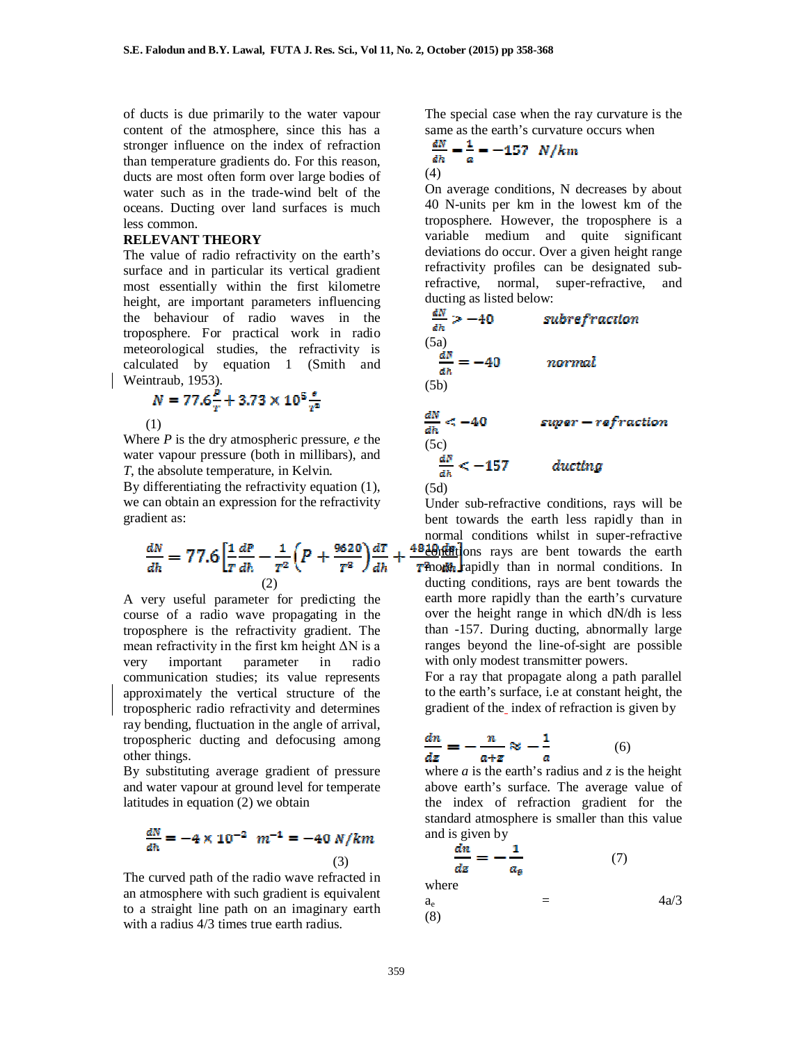of ducts is due primarily to the water vapour content of the atmosphere, since this has a stronger influence on the index of refraction than temperature gradients do. For this reason, ducts are most often form over large bodies of water such as in the trade-wind belt of the oceans. Ducting over land surfaces is much less common.

## RELEVANT THEORY

The value of radio refractivity on the earth's surface and in particular its vertical gradient most essentially within the first kilometre height, are important parameters influencing the behaviour of radio waves in the troposphere. For practical work in radio meteorological studies, the refractivity is calculated by equation 1 (Smith and Weintraub, 1953).

$$N = 77.6\frac{P}{T} + 3.73 \times 10^5 \frac{e}{T^2} \tag{1}$$

Where $P$ is the dry atmospheric pressure, $e$ the water vapour pressure (both in millibars), and $T$, the absolute temperature, in Kelvin.

By differentiating the refractivity equation (1), we can obtain an expression for the refractivity gradient as:

$$\frac{dN}{dh} = 77.6\left[\frac{1}{T}\frac{dP}{dh} - \frac{1}{T^2}\left(P + \frac{9620}{T}\right)\frac{dT}{dh} + \frac{4810}{T^2}\frac{de}{dh}\right] \tag{2}$$

A very useful parameter for predicting the course of a radio wave propagating in the troposphere is the refractivity gradient. The mean refractivity in the first km height ΔN is a very important parameter in radio communication studies; its value represents approximately the vertical structure of the tropospheric radio refractivity and determines ray bending, fluctuation in the angle of arrival, tropospheric ducting and defocusing among other things.

By substituting average gradient of pressure and water vapour at ground level for temperate latitudes in equation (2) we obtain

$$\frac{dN}{dh} = -4 \times 10^{-2} \;\; m^{-1} = -40 \; N/km \tag{3}$$

The curved path of the radio wave refracted in an atmosphere with such gradient is equivalent to a straight line path on an imaginary earth with a radius 4/3 times true earth radius.

The special case when the ray curvature is the same as the earth's curvature occurs when

$$\frac{dN}{dh} = \frac{1}{a} = -157 \;\; N/km \tag{4}$$

On average conditions, N decreases by about 40 N-units per km in the lowest km of the troposphere. However, the troposphere is a variable medium and quite significant deviations do occur. Over a given height range refractivity profiles can be designated sub-refractive, normal, super-refractive, and ducting as listed below:

$$\frac{dN}{dh} > -40 \qquad subrefraction \tag{5a}$$

$$\frac{dN}{dh} = -40 \qquad normal \tag{5b}$$

$$\frac{dN}{dh} < -40 \qquad super-refraction \tag{5c}$$

$$\frac{dN}{dh} < -157 \qquad ducting \tag{5d}$$

Under sub-refractive conditions, rays will be bent towards the earth less rapidly than in normal conditions whilst in super-refractive conditions rays are bent towards the earth more rapidly than in normal conditions. In ducting conditions, rays are bent towards the earth more rapidly than the earth's curvature over the height range in which dN/dh is less than -157. During ducting, abnormally large ranges beyond the line-of-sight are possible with only modest transmitter powers.

For a ray that propagate along a path parallel to the earth's surface, i.e at constant height, the gradient of the index of refraction is given by

$$\frac{dn}{dz} = -\frac{n}{a+z} \approx -\frac{1}{a} \tag{6}$$

where $a$ is the earth's radius and $z$ is the height above earth's surface. The average value of the index of refraction gradient for the standard atmosphere is smaller than this value and is given by

$$\frac{dn}{dz} = -\frac{1}{a_e} \tag{7}$$

where

$$a_e = 4a/3 \tag{8}$$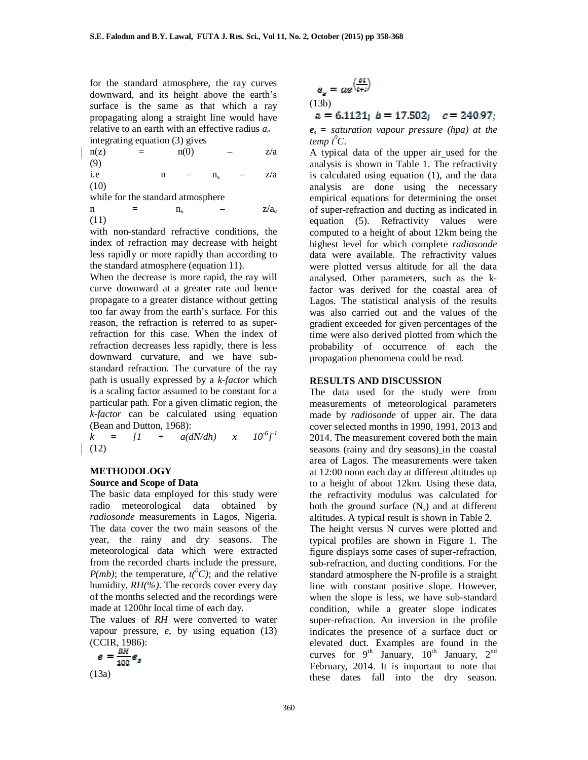for the standard atmosphere, the ray curves downward, and its height above the earth's surface is the same as that which a ray propagating along a straight line would have relative to an earth with an effective radius $a_e$

integrating equation (3) gives

$$n(z) = n(0) - z/a \quad (9)$$

i.e

$$n = n_s - z/a \quad (10)$$

while for the standard atmosphere

$$n = n_s - z/a_e \quad (11)$$

with non-standard refractive conditions, the index of refraction may decrease with height less rapidly or more rapidly than according to the standard atmosphere (equation 11).

When the decrease is more rapid, the ray will curve downward at a greater rate and hence propagate to a greater distance without getting too far away from the earth's surface. For this reason, the refraction is referred to as super-refraction for this case. When the index of refraction decreases less rapidly, there is less downward curvature, and we have sub-standard refraction. The curvature of the ray path is usually expressed by a *k-factor* which is a scaling factor assumed to be constant for a particular path. For a given climatic region, the *k-factor* can be calculated using equation (Bean and Dutton, 1968):

$$k = [1 + a(dN/dh) \times 10^{-6}]^{-1} \quad (12)$$

## METHODOLOGY

### Source and Scope of Data

The basic data employed for this study were radio meteorological data obtained by *radiosonde* measurements in Lagos, Nigeria. The data cover the two main seasons of the year, the rainy and dry seasons. The meteorological data which were extracted from the recorded charts include the pressure, *P(mb)*; the temperature, $t(^0C)$; and the relative humidity, *RH(%)*. The records cover every day of the months selected and the recordings were made at 1200hr local time of each day.

The values of *RH* were converted to water vapour pressure, *e*, by using equation (13) (CCIR, 1986):

$$e = \frac{RH}{100} e_s \quad (13a)$$

$$e_s = a e^{\left(\frac{bt}{t+c}\right)} \quad (13b)$$

$a = 6.1121; \; b = 17.502; \; c = 240.97;$

$e_s$ = *saturation vapour pressure (hpa) at the temp* $t^0C$.

A typical data of the upper air used for the analysis is shown in Table 1. The refractivity is calculated using equation (1), and the data analysis are done using the necessary empirical equations for determining the onset of super-refraction and ducting as indicated in equation (5). Refractivity values were computed to a height of about 12km being the highest level for which complete *radiosonde* data were available. The refractivity values were plotted versus altitude for all the data analysed. Other parameters, such as the k-factor was derived for the coastal area of Lagos. The statistical analysis of the results was also carried out and the values of the gradient exceeded for given percentages of the time were also derived plotted from which the probability of occurrence of each the propagation phenomena could be read.

## RESULTS AND DISCUSSION

The data used for the study were from measurements of meteorological parameters made by *radiosonde* of upper air. The data cover selected months in 1990, 1991, 2013 and 2014. The measurement covered both the main seasons (rainy and dry seasons) in the coastal area of Lagos. The measurements were taken at 12:00 noon each day at different altitudes up to a height of about 12km. Using these data, the refractivity modulus was calculated for both the ground surface ($N_s$) and at different altitudes. A typical result is shown in Table 2.

The height versus N curves were plotted and typical profiles are shown in Figure 1. The figure displays some cases of super-refraction, sub-refraction, and ducting conditions. For the standard atmosphere the N-profile is a straight line with constant positive slope. However, when the slope is less, we have sub-standard condition, while a greater slope indicates super-refraction. An inversion in the profile indicates the presence of a surface duct or elevated duct. Examples are found in the curves for 9th January, 10th January, 2nd February, 2014. It is important to note that these dates fall into the dry season.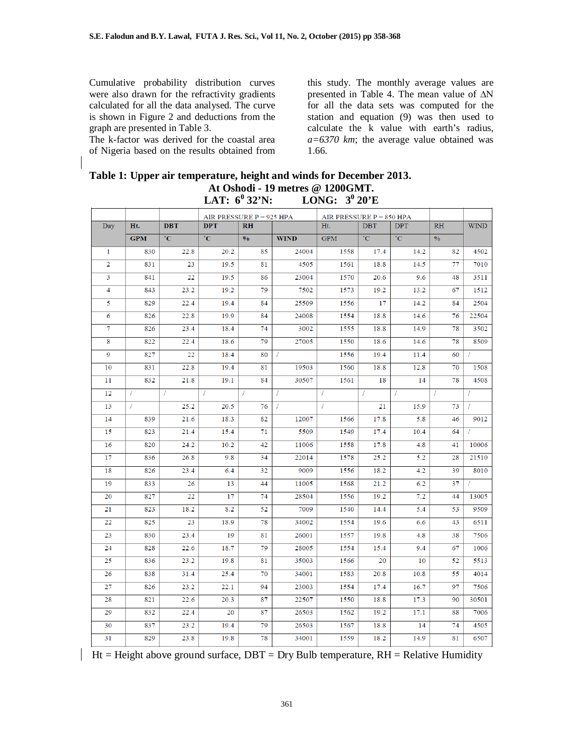Cumulative probability distribution curves were also drawn for the refractivity gradients calculated for all the data analysed. The curve is shown in Figure 2 and deductions from the graph are presented in Table 3.

The k-factor was derived for the coastal area of Nigeria based on the results obtained from this study. The monthly average values are presented in Table 4. The mean value of ΔN for all the data sets was computed for the station and equation (9) was then used to calculate the k value with earth's radius, *a=6370 km*; the average value obtained was 1.66.

**Table 1: Upper air temperature, height and winds for December 2013.**
**At Oshodi - 19 metres @ 1200GMT.**
**LAT: $6^0$ 32'N: LONG: $3^0$ 20'E**

| | | | AIR PRESSURE P = 925 HPA | | | AIR PRESSURE P = 850 HPA | | | | |
|---|---|---|---|---|---|---|---|---|---|---|
| Day | Ht. | DBT | DPT | RH | | Ht. | DBT | DPT | RH | WIND |
| | GPM | °C | °C | % | WIND | GPM | °C | °C | % | |
| 1 | 830 | 22.8 | 20.2 | 85 | 24004 | 1558 | 17.4 | 14.2 | 82 | 4502 |
| 2 | 831 | 23 | 19.5 | 81 | 4505 | 1561 | 18.8 | 14.5 | 77 | 7010 |
| 3 | 841 | 22 | 19.5 | 86 | 23004 | 1570 | 20.6 | 9.6 | 48 | 3511 |
| 4 | 843 | 23.2 | 19.2 | 79 | 7502 | 1573 | 19.2 | 13.2 | 67 | 1512 |
| 5 | 829 | 22.4 | 19.4 | 84 | 25509 | 1556 | 17 | 14.2 | 84 | 2504 |
| 6 | 826 | 22.8 | 19.9 | 84 | 24008 | 1554 | 18.8 | 14.6 | 76 | 22504 |
| 7 | 826 | 23.4 | 18.4 | 74 | 3002 | 1555 | 18.8 | 14.9 | 78 | 3502 |
| 8 | 822 | 22.4 | 18.6 | 79 | 27005 | 1550 | 18.6 | 14.6 | 78 | 8509 |
| 9 | 827 | 22 | 18.4 | 80 | / | 1556 | 19.4 | 11.4 | 60 | / |
| 10 | 831 | 22.8 | 19.4 | 81 | 19503 | 1560 | 18.8 | 12.8 | 70 | 1508 |
| 11 | 832 | 21.8 | 19.1 | 84 | 30507 | 1561 | 18 | 14 | 78 | 4508 |
| 12 | / | / | / | / | / | / | / | / | / | / |
| 13 | / | 25.2 | 20.5 | 76 | / | / | 21 | 15.9 | 73 | / |
| 14 | 839 | 21.6 | 18.3 | 82 | 12007 | 1566 | 17.8 | 5.8 | 46 | 9012 |
| 15 | 823 | 21.4 | 15.4 | 71 | 5509 | 1549 | 17.4 | 10.4 | 64 | / |
| 16 | 820 | 24.2 | 10.2 | 42 | 11006 | 1558 | 17.8 | 4.8 | 41 | 10006 |
| 17 | 836 | 26.8 | 9.8 | 34 | 22014 | 1578 | 25.2 | 5.2 | 28 | 21510 |
| 18 | 826 | 23.4 | 6.4 | 32 | 9009 | 1556 | 18.2 | 4.2 | 39 | 8010 |
| 19 | 833 | 26 | 13 | 44 | 11005 | 1568 | 21.2 | 6.2 | 37 | / |
| 20 | 827 | 22 | 17 | 74 | 28504 | 1556 | 19.2 | 7.2 | 44 | 13005 |
| 21 | 823 | 18.2 | 8.2 | 52 | 7009 | 1540 | 14.4 | 5.4 | 53 | 9509 |
| 22 | 825 | 23 | 18.9 | 78 | 34002 | 1554 | 19.6 | 6.6 | 43 | 6511 |
| 23 | 830 | 23.4 | 19 | 81 | 26001 | 1557 | 19.8 | 4.8 | 38 | 7506 |
| 24 | 828 | 22.6 | 18.7 | 79 | 28005 | 1554 | 15.4 | 9.4 | 67 | 1006 |
| 25 | 836 | 23.2 | 19.8 | 81 | 35003 | 1566 | 20 | 10 | 52 | 5513 |
| 26 | 838 | 31.4 | 25.4 | 70 | 34001 | 1583 | 20.8 | 10.8 | 55 | 4014 |
| 27 | 826 | 23.2 | 22.1 | 94 | 23003 | 1554 | 17.4 | 16.7 | 97 | 7506 |
| 28 | 821 | 22.6 | 20.3 | 87 | 22507 | 1550 | 18.8 | 17.3 | 90 | 30501 |
| 29 | 832 | 22.4 | 20 | 87 | 26503 | 1562 | 19.2 | 17.1 | 88 | 7006 |
| 30 | 837 | 23.2 | 19.4 | 79 | 26503 | 1567 | 18.8 | 14 | 74 | 4505 |
| 31 | 829 | 23.8 | 19.8 | 78 | 34001 | 1559 | 18.2 | 14.9 | 81 | 6507 |

Ht = Height above ground surface, DBT = Dry Bulb temperature, RH = Relative Humidity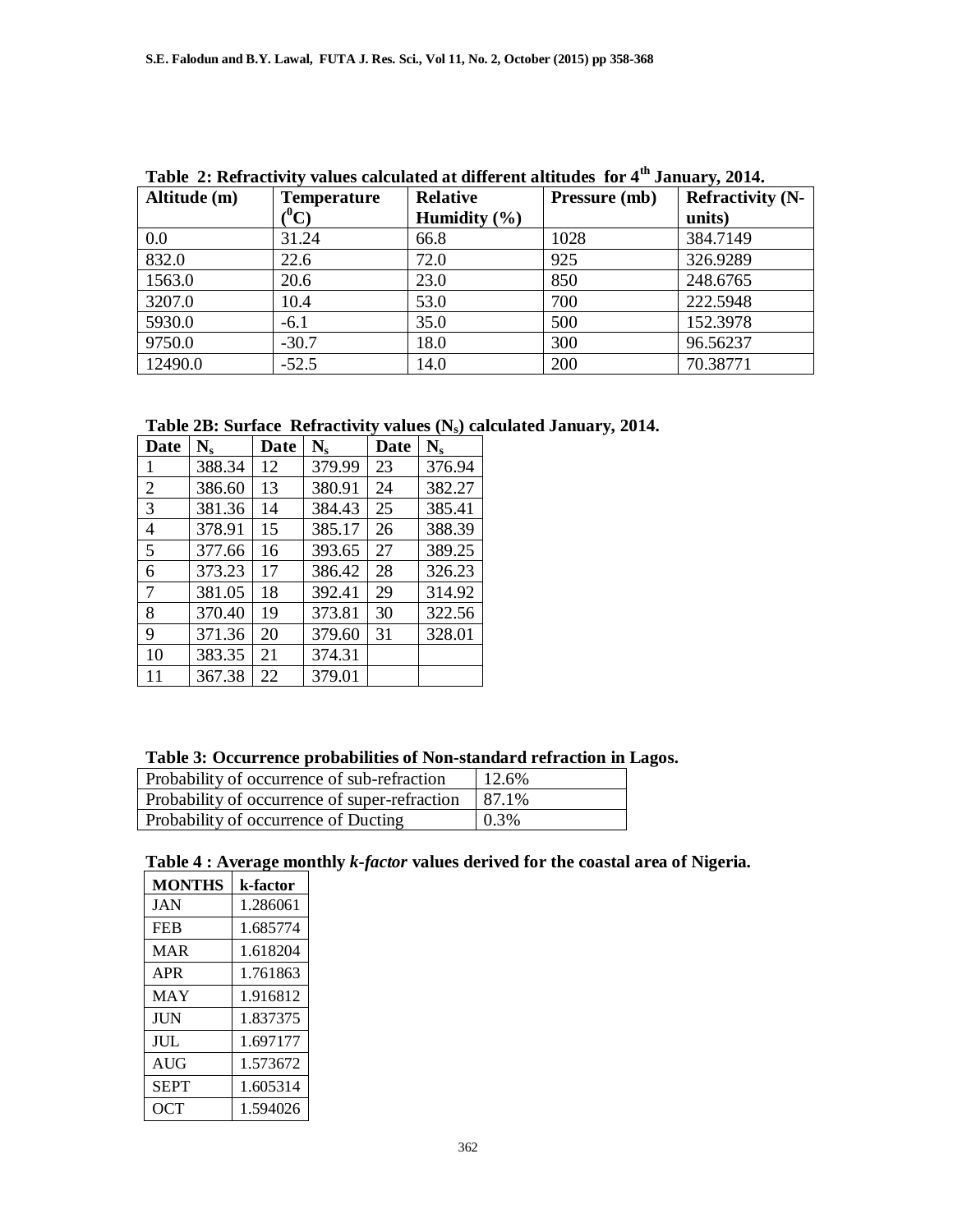**Table 2: Refractivity values calculated at different altitudes for 4th January, 2014.**

| Altitude (m) | Temperature ($^0$C) | Relative Humidity (%) | Pressure (mb) | Refractivity (N-units) |
|---|---|---|---|---|
| 0.0 | 31.24 | 66.8 | 1028 | 384.7149 |
| 832.0 | 22.6 | 72.0 | 925 | 326.9289 |
| 1563.0 | 20.6 | 23.0 | 850 | 248.6765 |
| 3207.0 | 10.4 | 53.0 | 700 | 222.5948 |
| 5930.0 | -6.1 | 35.0 | 500 | 152.3978 |
| 9750.0 | -30.7 | 18.0 | 300 | 96.56237 |
| 12490.0 | -52.5 | 14.0 | 200 | 70.38771 |

**Table 2B: Surface Refractivity values ($N_s$) calculated January, 2014.**

| Date | $N_s$ | Date | $N_s$ | Date | $N_s$ |
|---|---|---|---|---|---|
| 1 | 388.34 | 12 | 379.99 | 23 | 376.94 |
| 2 | 386.60 | 13 | 380.91 | 24 | 382.27 |
| 3 | 381.36 | 14 | 384.43 | 25 | 385.41 |
| 4 | 378.91 | 15 | 385.17 | 26 | 388.39 |
| 5 | 377.66 | 16 | 393.65 | 27 | 389.25 |
| 6 | 373.23 | 17 | 386.42 | 28 | 326.23 |
| 7 | 381.05 | 18 | 392.41 | 29 | 314.92 |
| 8 | 370.40 | 19 | 373.81 | 30 | 322.56 |
| 9 | 371.36 | 20 | 379.60 | 31 | 328.01 |
| 10 | 383.35 | 21 | 374.31 | | |
| 11 | 367.38 | 22 | 379.01 | | |

**Table 3: Occurrence probabilities of Non-standard refraction in Lagos.**

| | |
|---|---|
| Probability of occurrence of sub-refraction | 12.6% |
| Probability of occurrence of super-refraction | 87.1% |
| Probability of occurrence of Ducting | 0.3% |

**Table 4 : Average monthly *k-factor* values derived for the coastal area of Nigeria.**

| MONTHS | k-factor |
|---|---|
| JAN | 1.286061 |
| FEB | 1.685774 |
| MAR | 1.618204 |
| APR | 1.761863 |
| MAY | 1.916812 |
| JUN | 1.837375 |
| JUL | 1.697177 |
| AUG | 1.573672 |
| SEPT | 1.605314 |
| OCT | 1.594026 |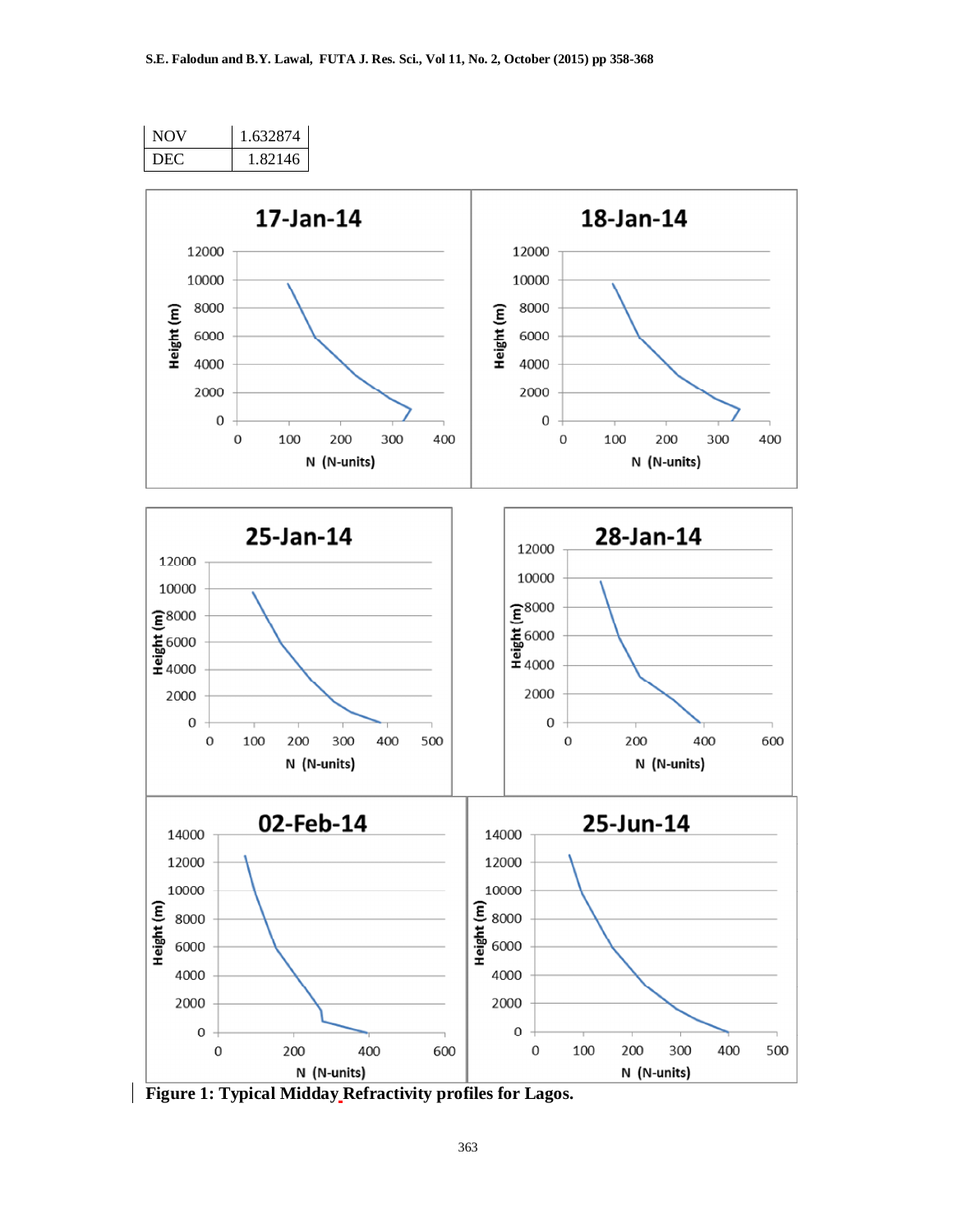| | |
|---|---|
| NOV | 1.632874 |
| DEC | 1.82146 |

17-Jan-14

12000
10000
8000
6000
4000
2000
0

Height (m)

0 100 200 300 400

N (N-units)

18-Jan-14

12000
10000
8000
6000
4000
2000
0

Height (m)

0 100 200 300 400

N (N-units)

25-Jan-14

12000
10000
8000
6000
4000
2000
0

Height (m)

0 100 200 300 400 500

N (N-units)

28-Jan-14

12000
10000
8000
6000
4000
2000
0

Height (m)

0 200 400 600

N (N-units)

02-Feb-14

14000
12000
10000
8000
6000
4000
2000
0

Height (m)

0 200 400 600

N (N-units)

25-Jun-14

14000
12000
10000
8000
6000
4000
2000
0

Height (m)

0 100 200 300 400 500

N (N-units)

**Figure 1: Typical Midday Refractivity profiles for Lagos.**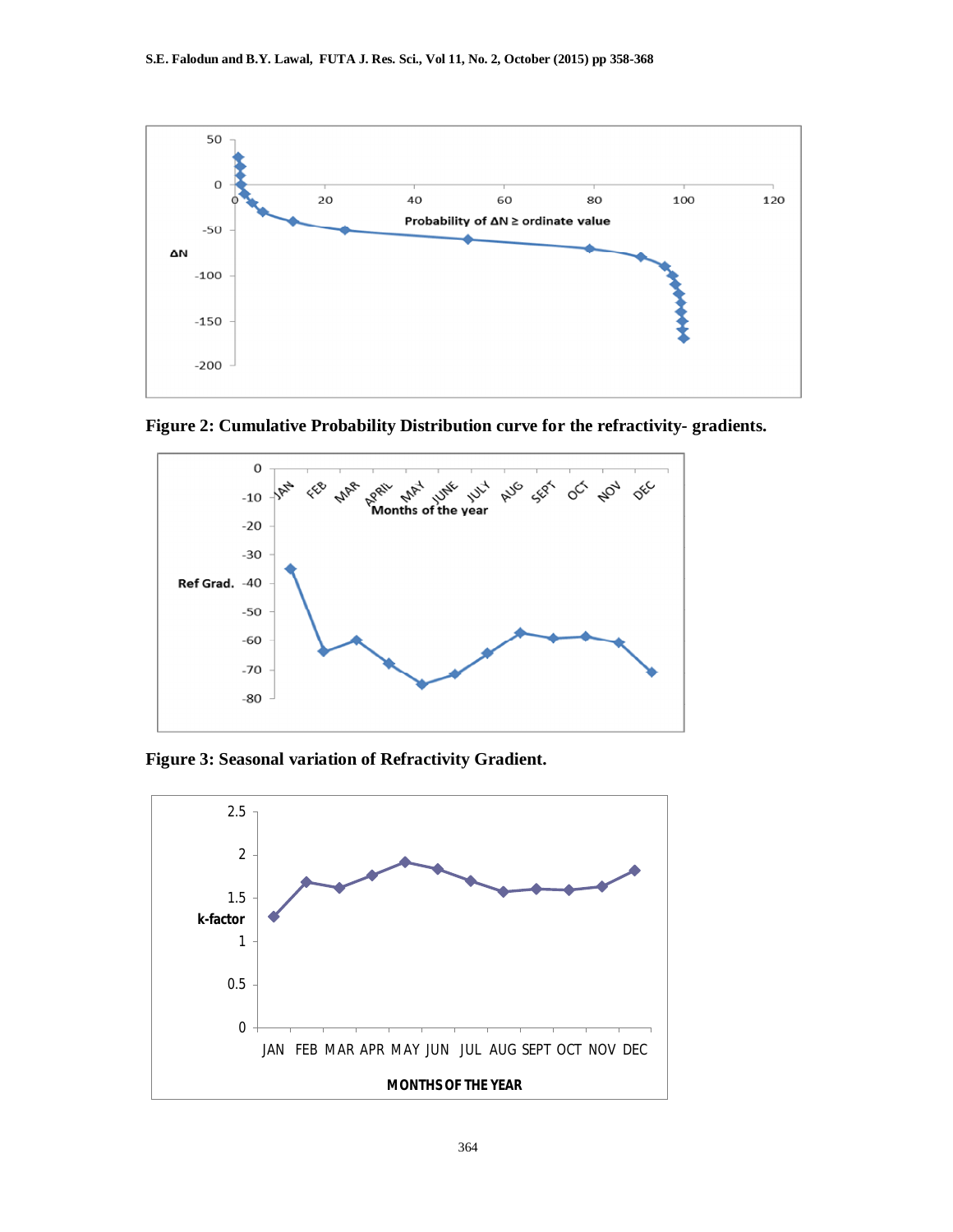50
0
-50
-100
-150
-200
ΔN
0 20 40 60 80 100 120
Probability of ΔN ≥ ordinate value

**Figure 2: Cumulative Probability Distribution curve for the refractivity- gradients.**

0
-10
-20
-30
-40
-50
-60
-70
-80
Ref Grad.
JAN FEB MAR APRIL MAY JUNE JULY AUG SEPT OCT NOV DEC
Months of the year

**Figure 3: Seasonal variation of Refractivity Gradient.**

2.5
2
1.5
1
0.5
0
k-factor
JAN FEB MAR APR MAY JUN JUL AUG SEPT OCT NOV DEC
MONTHS OF THE YEAR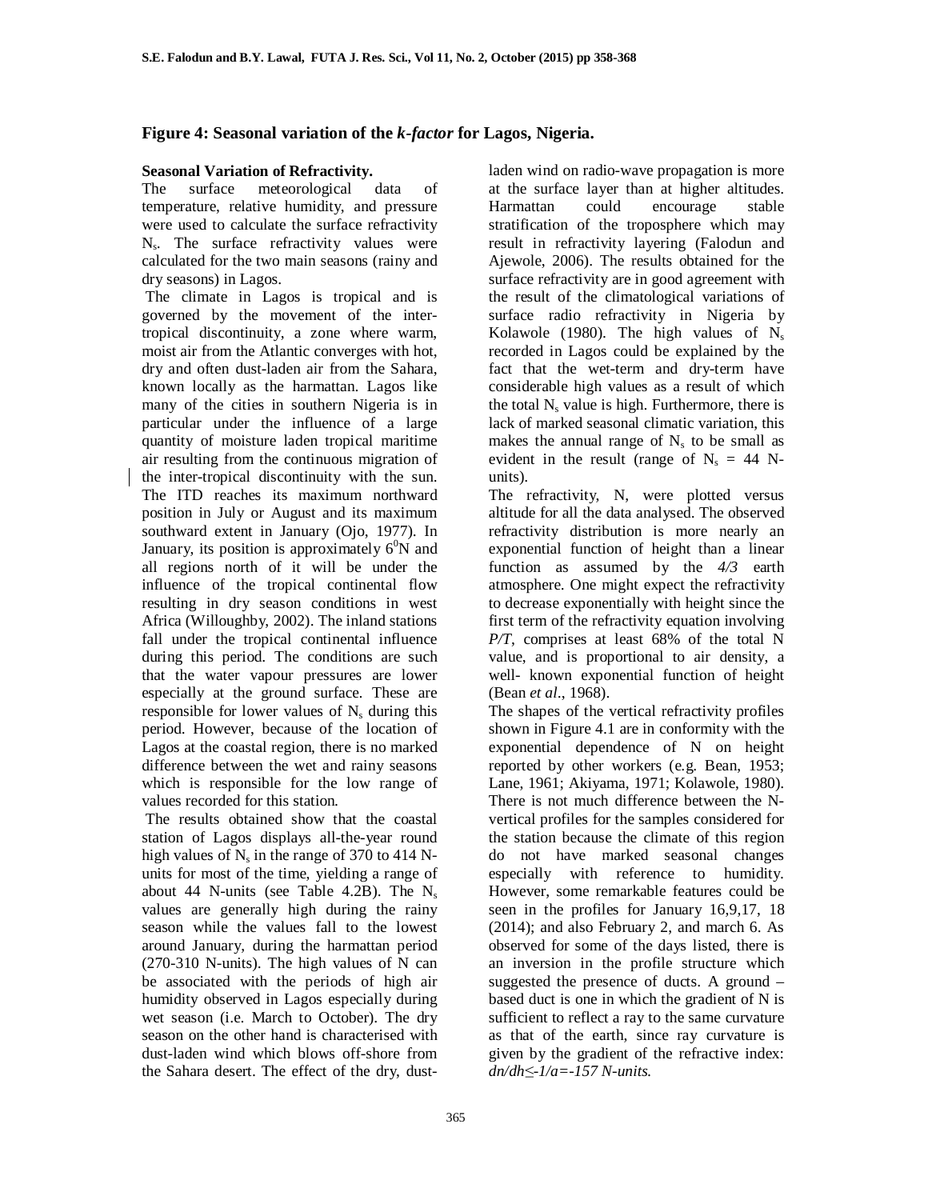**Figure 4: Seasonal variation of the *k-factor* for Lagos, Nigeria.**

**Seasonal Variation of Refractivity.**

The surface meteorological data of temperature, relative humidity, and pressure were used to calculate the surface refractivity $N_s$. The surface refractivity values were calculated for the two main seasons (rainy and dry seasons) in Lagos.

The climate in Lagos is tropical and is governed by the movement of the inter-tropical discontinuity, a zone where warm, moist air from the Atlantic converges with hot, dry and often dust-laden air from the Sahara, known locally as the harmattan. Lagos like many of the cities in southern Nigeria is in particular under the influence of a large quantity of moisture laden tropical maritime air resulting from the continuous migration of the inter-tropical discontinuity with the sun. The ITD reaches its maximum northward position in July or August and its maximum southward extent in January (Ojo, 1977). In January, its position is approximately $6^0$N and all regions north of it will be under the influence of the tropical continental flow resulting in dry season conditions in west Africa (Willoughby, 2002). The inland stations fall under the tropical continental influence during this period. The conditions are such that the water vapour pressures are lower especially at the ground surface. These are responsible for lower values of $N_s$ during this period. However, because of the location of Lagos at the coastal region, there is no marked difference between the wet and rainy seasons which is responsible for the low range of values recorded for this station.

The results obtained show that the coastal station of Lagos displays all-the-year round high values of $N_s$ in the range of 370 to 414 N-units for most of the time, yielding a range of about 44 N-units (see Table 4.2B). The $N_s$ values are generally high during the rainy season while the values fall to the lowest around January, during the harmattan period (270-310 N-units). The high values of N can be associated with the periods of high air humidity observed in Lagos especially during wet season (i.e. March to October). The dry season on the other hand is characterised with dust-laden wind which blows off-shore from the Sahara desert. The effect of the dry, dust-laden wind on radio-wave propagation is more at the surface layer than at higher altitudes. Harmattan could encourage stable stratification of the troposphere which may result in refractivity layering (Falodun and Ajewole, 2006). The results obtained for the surface refractivity are in good agreement with the result of the climatological variations of surface radio refractivity in Nigeria by Kolawole (1980). The high values of $N_s$ recorded in Lagos could be explained by the fact that the wet-term and dry-term have considerable high values as a result of which the total $N_s$ value is high. Furthermore, there is lack of marked seasonal climatic variation, this makes the annual range of $N_s$ to be small as evident in the result (range of $N_s$ = 44 N-units).

The refractivity, N, were plotted versus altitude for all the data analysed. The observed refractivity distribution is more nearly an exponential function of height than a linear function as assumed by the *4/3* earth atmosphere. One might expect the refractivity to decrease exponentially with height since the first term of the refractivity equation involving $P/T$, comprises at least 68% of the total N value, and is proportional to air density, a well- known exponential function of height (Bean *et al*., 1968).

The shapes of the vertical refractivity profiles shown in Figure 4.1 are in conformity with the exponential dependence of N on height reported by other workers (e.g. Bean, 1953; Lane, 1961; Akiyama, 1971; Kolawole, 1980). There is not much difference between the N-vertical profiles for the samples considered for the station because the climate of this region do not have marked seasonal changes especially with reference to humidity. However, some remarkable features could be seen in the profiles for January 16,9,17, 18 (2014); and also February 2, and march 6. As observed for some of the days listed, there is an inversion in the profile structure which suggested the presence of ducts. A ground –based duct is one in which the gradient of N is sufficient to reflect a ray to the same curvature as that of the earth, since ray curvature is given by the gradient of the refractive index: $dn/dh \leq -1/a = -157$ *N-units*.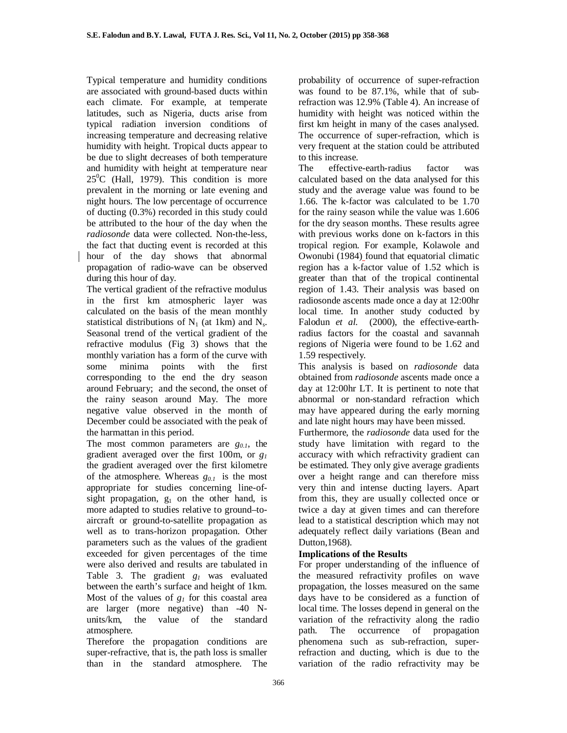Typical temperature and humidity conditions are associated with ground-based ducts within each climate. For example, at temperate latitudes, such as Nigeria, ducts arise from typical radiation inversion conditions of increasing temperature and decreasing relative humidity with height. Tropical ducts appear to be due to slight decreases of both temperature and humidity with height at temperature near $25^0$C (Hall, 1979). This condition is more prevalent in the morning or late evening and night hours. The low percentage of occurrence of ducting (0.3%) recorded in this study could be attributed to the hour of the day when the *radiosonde* data were collected. Non-the-less, the fact that ducting event is recorded at this hour of the day shows that abnormal propagation of radio-wave can be observed during this hour of day.

The vertical gradient of the refractive modulus in the first km atmospheric layer was calculated on the basis of the mean monthly statistical distributions of $N_1$ (at 1km) and $N_s$. Seasonal trend of the vertical gradient of the refractive modulus (Fig 3) shows that the monthly variation has a form of the curve with some minima points with the first corresponding to the end the dry season around February; and the second, the onset of the rainy season around May. The more negative value observed in the month of December could be associated with the peak of the harmattan in this period.

The most common parameters are $g_{0.1}$, the gradient averaged over the first 100m, or $g_1$ the gradient averaged over the first kilometre of the atmosphere. Whereas $g_{0.1}$ is the most appropriate for studies concerning line-of-sight propagation, $g_1$ on the other hand, is more adapted to studies relative to ground–to-aircraft or ground-to-satellite propagation as well as to trans-horizon propagation. Other parameters such as the values of the gradient exceeded for given percentages of the time were also derived and results are tabulated in Table 3. The gradient $g_1$ was evaluated between the earth's surface and height of 1km. Most of the values of $g_1$ for this coastal area are larger (more negative) than -40 N-units/km, the value of the standard atmosphere.

Therefore the propagation conditions are super-refractive, that is, the path loss is smaller than in the standard atmosphere. The probability of occurrence of super-refraction was found to be 87.1%, while that of sub-refraction was 12.9% (Table 4). An increase of humidity with height was noticed within the first km height in many of the cases analysed. The occurrence of super-refraction, which is very frequent at the station could be attributed to this increase.

The effective-earth-radius factor was calculated based on the data analysed for this study and the average value was found to be 1.66. The k-factor was calculated to be 1.70 for the rainy season while the value was 1.606 for the dry season months. These results agree with previous works done on k-factors in this tropical region. For example, Kolawole and Owonubi (1984) found that equatorial climatic region has a k-factor value of 1.52 which is greater than that of the tropical continental region of 1.43. Their analysis was based on radiosonde ascents made once a day at 12:00hr local time. In another study coducted by Falodun *et al.* (2000), the effective-earth-radius factors for the coastal and savannah regions of Nigeria were found to be 1.62 and 1.59 respectively.

This analysis is based on *radiosonde* data obtained from *radiosonde* ascents made once a day at 12:00hr LT. It is pertinent to note that abnormal or non-standard refraction which may have appeared during the early morning and late night hours may have been missed.

Furthermore, the *radiosonde* data used for the study have limitation with regard to the accuracy with which refractivity gradient can be estimated. They only give average gradients over a height range and can therefore miss very thin and intense ducting layers. Apart from this, they are usually collected once or twice a day at given times and can therefore lead to a statistical description which may not adequately reflect daily variations (Bean and Dutton,1968).

**Implications of the Results**

For proper understanding of the influence of the measured refractivity profiles on wave propagation, the losses measured on the same days have to be considered as a function of local time. The losses depend in general on the variation of the refractivity along the radio path. The occurrence of propagation phenomena such as sub-refraction, super-refraction and ducting, which is due to the variation of the radio refractivity may be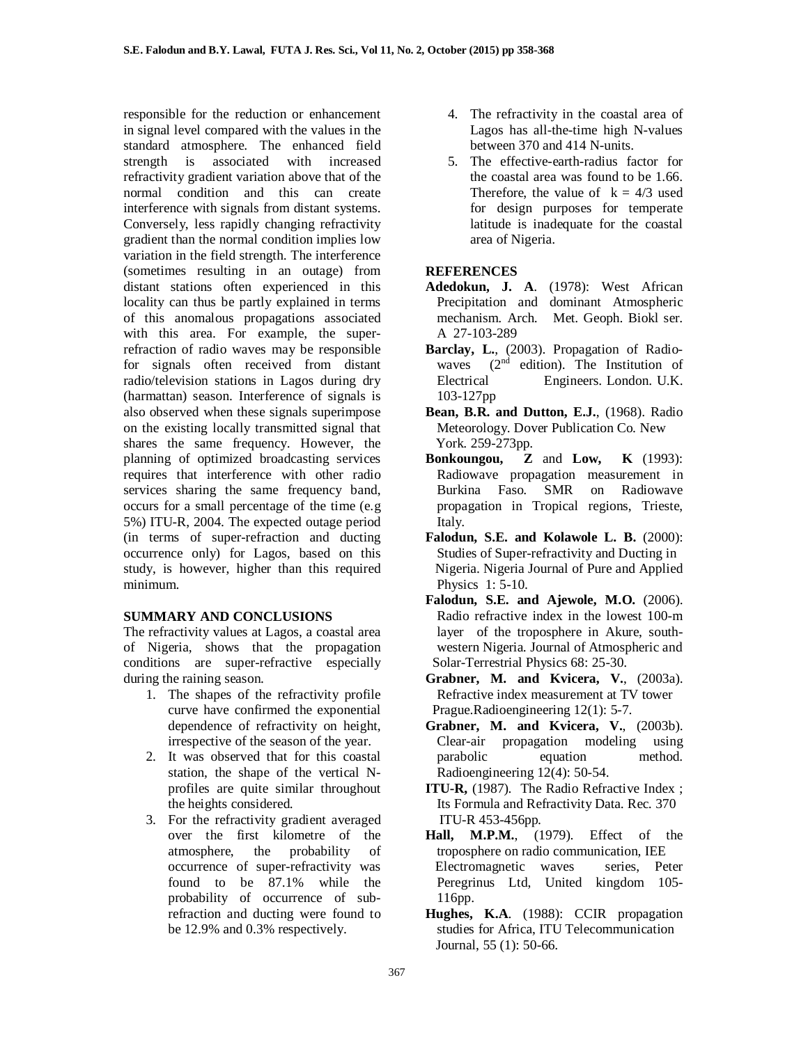responsible for the reduction or enhancement in signal level compared with the values in the standard atmosphere. The enhanced field strength is associated with increased refractivity gradient variation above that of the normal condition and this can create interference with signals from distant systems. Conversely, less rapidly changing refractivity gradient than the normal condition implies low variation in the field strength. The interference (sometimes resulting in an outage) from distant stations often experienced in this locality can thus be partly explained in terms of this anomalous propagations associated with this area. For example, the super-refraction of radio waves may be responsible for signals often received from distant radio/television stations in Lagos during dry (harmattan) season. Interference of signals is also observed when these signals superimpose on the existing locally transmitted signal that shares the same frequency. However, the planning of optimized broadcasting services requires that interference with other radio services sharing the same frequency band, occurs for a small percentage of the time (e.g 5%) ITU-R, 2004. The expected outage period (in terms of super-refraction and ducting occurrence only) for Lagos, based on this study, is however, higher than this required minimum.

## SUMMARY AND CONCLUSIONS

The refractivity values at Lagos, a coastal area of Nigeria, shows that the propagation conditions are super-refractive especially during the raining season.

1. The shapes of the refractivity profile curve have confirmed the exponential dependence of refractivity on height, irrespective of the season of the year.
2. It was observed that for this coastal station, the shape of the vertical N-profiles are quite similar throughout the heights considered.
3. For the refractivity gradient averaged over the first kilometre of the atmosphere, the probability of occurrence of super-refractivity was found to be 87.1% while the probability of occurrence of sub-refraction and ducting were found to be 12.9% and 0.3% respectively.
4. The refractivity in the coastal area of Lagos has all-the-time high N-values between 370 and 414 N-units.
5. The effective-earth-radius factor for the coastal area was found to be 1.66. Therefore, the value of $k = 4/3$ used for design purposes for temperate latitude is inadequate for the coastal area of Nigeria.

## REFERENCES

**Adedokun, J. A**. (1978): West African Precipitation and dominant Atmospheric mechanism. Arch. Met. Geoph. Biokl ser. A 27-103-289

**Barclay, L.**, (2003). Propagation of Radio-waves (2nd edition). The Institution of Electrical Engineers. London. U.K. 103-127pp

**Bean, B.R. and Dutton, E.J.**, (1968). Radio Meteorology. Dover Publication Co. New York. 259-273pp.

**Bonkoungou, Z** and **Low, K** (1993): Radiowave propagation measurement in Burkina Faso. SMR on Radiowave propagation in Tropical regions, Trieste, Italy.

**Falodun, S.E. and Kolawole L. B.** (2000): Studies of Super-refractivity and Ducting in Nigeria. Nigeria Journal of Pure and Applied Physics 1: 5-10.

**Falodun, S.E. and Ajewole, M.O.** (2006). Radio refractive index in the lowest 100-m layer of the troposphere in Akure, south-western Nigeria. Journal of Atmospheric and Solar-Terrestrial Physics 68: 25-30.

**Grabner, M. and Kvicera, V.**, (2003a). Refractive index measurement at TV tower Prague.Radioengineering 12(1): 5-7.

**Grabner, M. and Kvicera, V.**, (2003b). Clear-air propagation modeling using parabolic equation method. Radioengineering 12(4): 50-54.

**ITU-R,** (1987). The Radio Refractive Index ; Its Formula and Refractivity Data. Rec. 370 ITU-R 453-456pp.

**Hall, M.P.M.**, (1979). Effect of the troposphere on radio communication, IEE Electromagnetic waves series, Peter Peregrinus Ltd, United kingdom 105-116pp.

**Hughes, K.A**. (1988): CCIR propagation studies for Africa, ITU Telecommunication Journal, 55 (1): 50-66.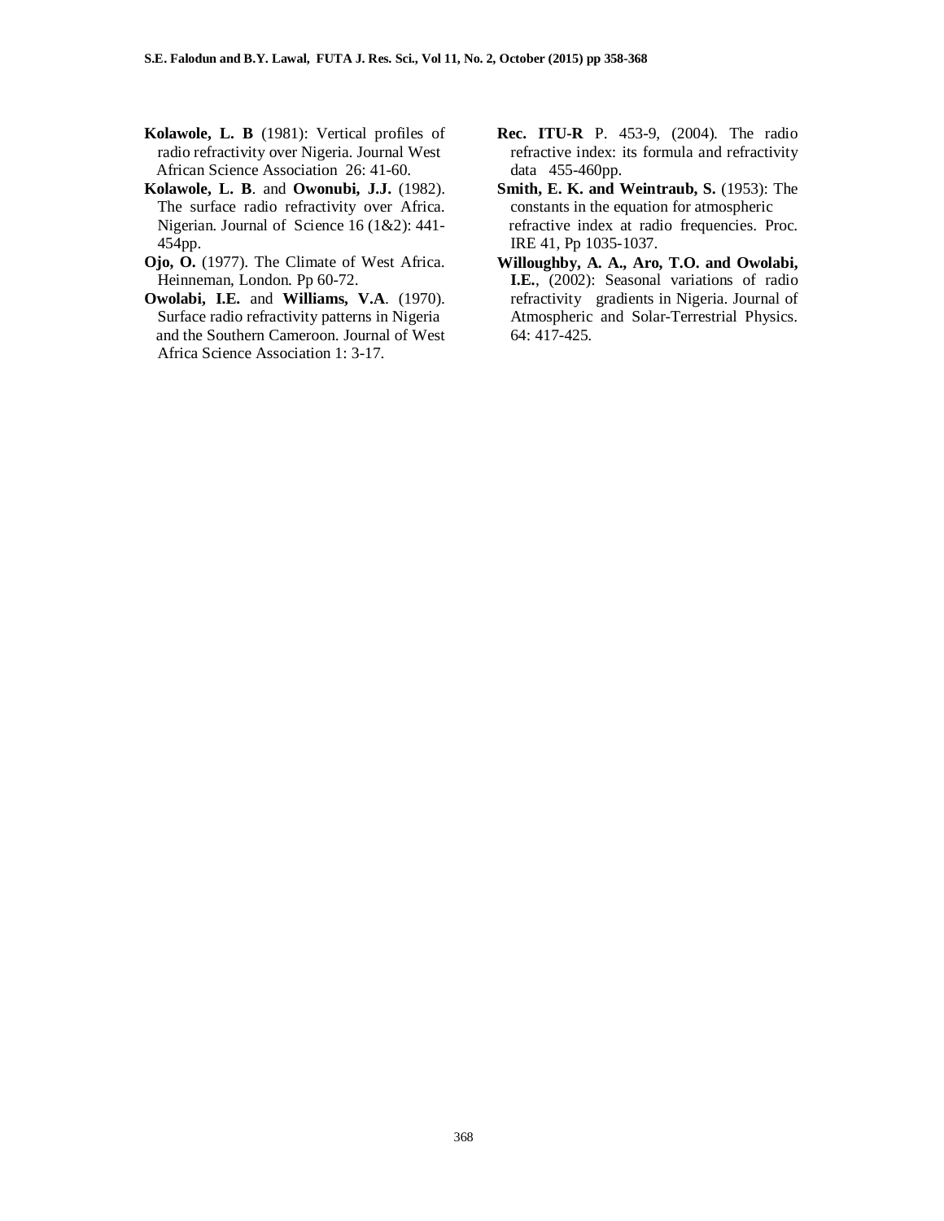**Kolawole, L. B** (1981): Vertical profiles of radio refractivity over Nigeria. Journal West African Science Association 26: 41-60.

**Kolawole, L. B**. and **Owonubi, J.J.** (1982). The surface radio refractivity over Africa. Nigerian. Journal of Science 16 (1&2): 441-454pp.

**Ojo, O.** (1977). The Climate of West Africa. Heinneman, London. Pp 60-72.

**Owolabi, I.E.** and **Williams, V.A**. (1970). Surface radio refractivity patterns in Nigeria and the Southern Cameroon. Journal of West Africa Science Association 1: 3-17.

**Rec. ITU-R** P. 453-9, (2004). The radio refractive index: its formula and refractivity data 455-460pp.

**Smith, E. K. and Weintraub, S.** (1953): The constants in the equation for atmospheric refractive index at radio frequencies. Proc. IRE 41, Pp 1035-1037.

**Willoughby, A. A., Aro, T.O. and Owolabi, I.E.**, (2002): Seasonal variations of radio refractivity gradients in Nigeria. Journal of Atmospheric and Solar-Terrestrial Physics. 64: 417-425.